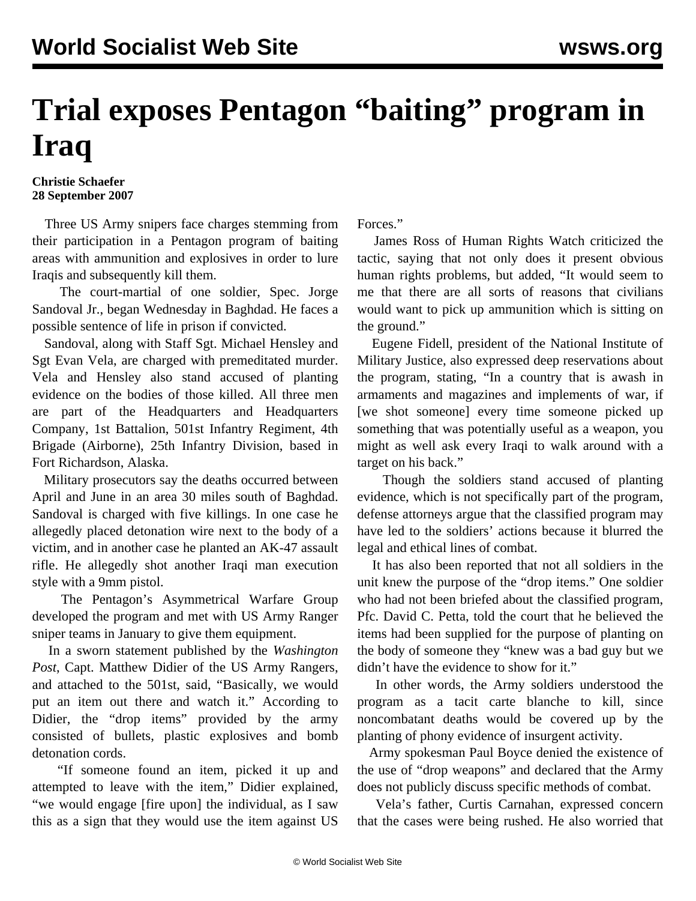# Trial exposes Pentagon "baiting" program in Iraq

**Christie Schaefer**
**28 September 2007**

Three US Army snipers face charges stemming from their participation in a Pentagon program of baiting areas with ammunition and explosives in order to lure Iraqis and subsequently kill them.

The court-martial of one soldier, Spec. Jorge Sandoval Jr., began Wednesday in Baghdad. He faces a possible sentence of life in prison if convicted.

Sandoval, along with Staff Sgt. Michael Hensley and Sgt Evan Vela, are charged with premeditated murder. Vela and Hensley also stand accused of planting evidence on the bodies of those killed. All three men are part of the Headquarters and Headquarters Company, 1st Battalion, 501st Infantry Regiment, 4th Brigade (Airborne), 25th Infantry Division, based in Fort Richardson, Alaska.

Military prosecutors say the deaths occurred between April and June in an area 30 miles south of Baghdad. Sandoval is charged with five killings. In one case he allegedly placed detonation wire next to the body of a victim, and in another case he planted an AK-47 assault rifle. He allegedly shot another Iraqi man execution style with a 9mm pistol.

The Pentagon's Asymmetrical Warfare Group developed the program and met with US Army Ranger sniper teams in January to give them equipment.

In a sworn statement published by the *Washington Post*, Capt. Matthew Didier of the US Army Rangers, and attached to the 501st, said, "Basically, we would put an item out there and watch it." According to Didier, the "drop items" provided by the army consisted of bullets, plastic explosives and bomb detonation cords.

"If someone found an item, picked it up and attempted to leave with the item," Didier explained, "we would engage [fire upon] the individual, as I saw this as a sign that they would use the item against US Forces."

James Ross of Human Rights Watch criticized the tactic, saying that not only does it present obvious human rights problems, but added, "It would seem to me that there are all sorts of reasons that civilians would want to pick up ammunition which is sitting on the ground."

Eugene Fidell, president of the National Institute of Military Justice, also expressed deep reservations about the program, stating, "In a country that is awash in armaments and magazines and implements of war, if [we shot someone] every time someone picked up something that was potentially useful as a weapon, you might as well ask every Iraqi to walk around with a target on his back."

Though the soldiers stand accused of planting evidence, which is not specifically part of the program, defense attorneys argue that the classified program may have led to the soldiers' actions because it blurred the legal and ethical lines of combat.

It has also been reported that not all soldiers in the unit knew the purpose of the "drop items." One soldier who had not been briefed about the classified program, Pfc. David C. Petta, told the court that he believed the items had been supplied for the purpose of planting on the body of someone they "knew was a bad guy but we didn't have the evidence to show for it."

In other words, the Army soldiers understood the program as a tacit carte blanche to kill, since noncombatant deaths would be covered up by the planting of phony evidence of insurgent activity.

Army spokesman Paul Boyce denied the existence of the use of "drop weapons" and declared that the Army does not publicly discuss specific methods of combat.

Vela's father, Curtis Carnahan, expressed concern that the cases were being rushed. He also worried that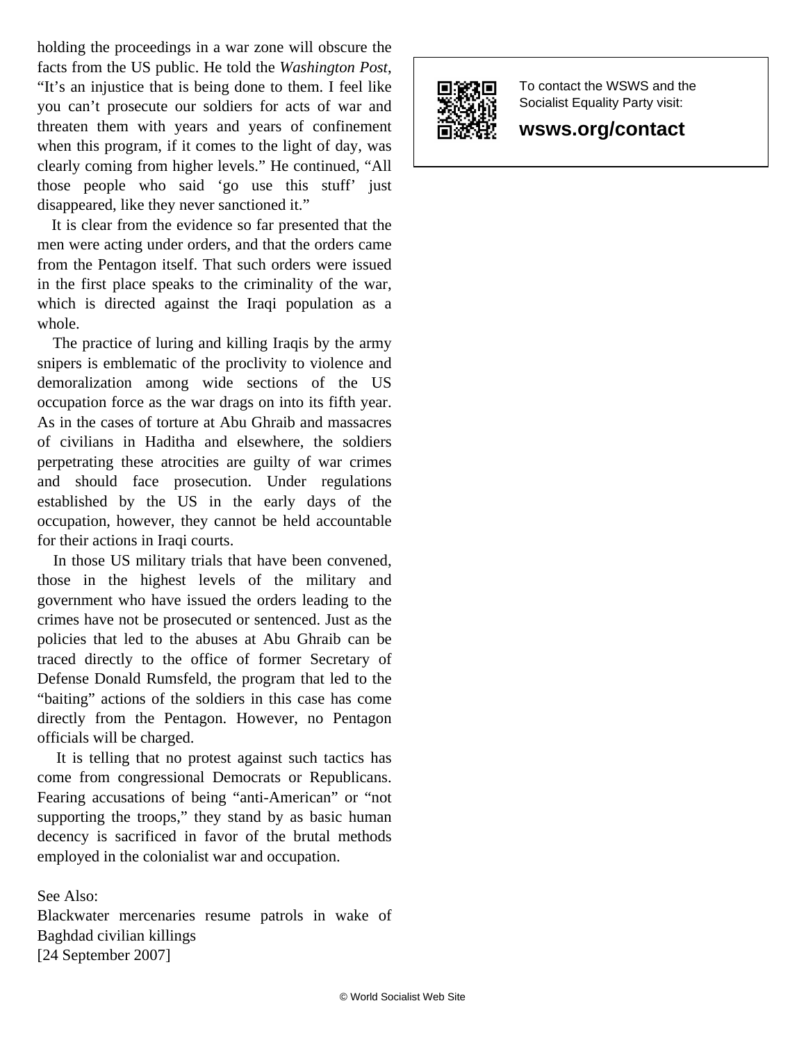holding the proceedings in a war zone will obscure the facts from the US public. He told the *Washington Post*, "It's an injustice that is being done to them. I feel like you can't prosecute our soldiers for acts of war and threaten them with years and years of confinement when this program, if it comes to the light of day, was clearly coming from higher levels." He continued, "All those people who said 'go use this stuff' just disappeared, like they never sanctioned it."

It is clear from the evidence so far presented that the men were acting under orders, and that the orders came from the Pentagon itself. That such orders were issued in the first place speaks to the criminality of the war, which is directed against the Iraqi population as a whole.

The practice of luring and killing Iraqis by the army snipers is emblematic of the proclivity to violence and demoralization among wide sections of the US occupation force as the war drags on into its fifth year. As in the cases of torture at Abu Ghraib and massacres of civilians in Haditha and elsewhere, the soldiers perpetrating these atrocities are guilty of war crimes and should face prosecution. Under regulations established by the US in the early days of the occupation, however, they cannot be held accountable for their actions in Iraqi courts.

In those US military trials that have been convened, those in the highest levels of the military and government who have issued the orders leading to the crimes have not be prosecuted or sentenced. Just as the policies that led to the abuses at Abu Ghraib can be traced directly to the office of former Secretary of Defense Donald Rumsfeld, the program that led to the "baiting" actions of the soldiers in this case has come directly from the Pentagon. However, no Pentagon officials will be charged.

It is telling that no protest against such tactics has come from congressional Democrats or Republicans. Fearing accusations of being "anti-American" or "not supporting the troops," they stand by as basic human decency is sacrificed in favor of the brutal methods employed in the colonialist war and occupation.

See Also:
Blackwater mercenaries resume patrols in wake of Baghdad civilian killings
[24 September 2007]

To contact the WSWS and the Socialist Equality Party visit:

**wsws.org/contact**